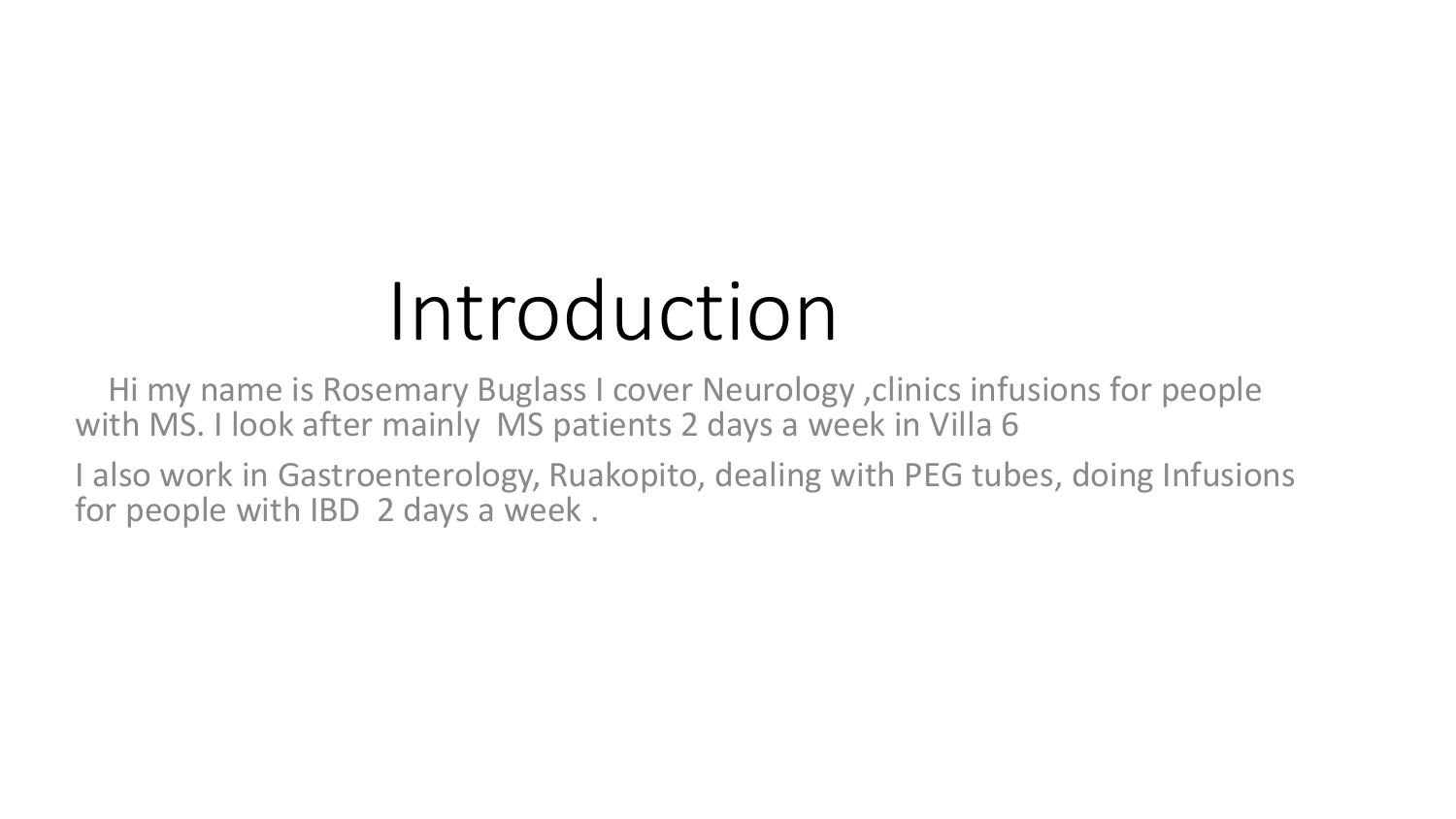# Introduction

Hi my name is Rosemary Buglass I cover Neurology ,clinics infusions for people with MS. I look after mainly MS patients 2 days a week in Villa 6

I also work in Gastroenterology, Ruakopito, dealing with PEG tubes, doing Infusions for people with IBD 2 days a week .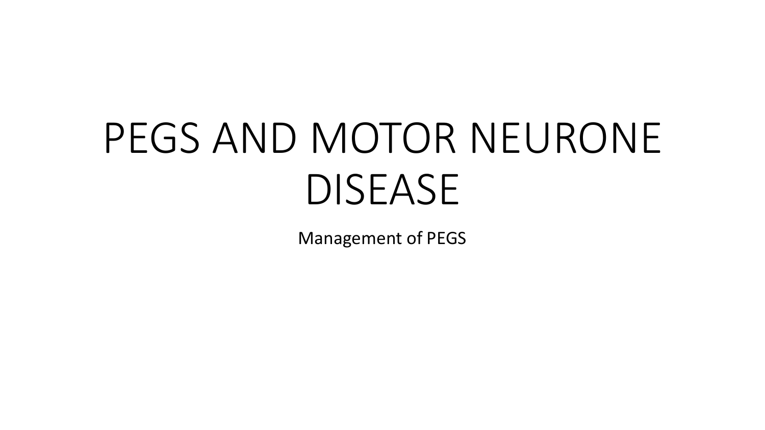# PEGS AND MOTOR NEURONE DISEASE

Management of PEGS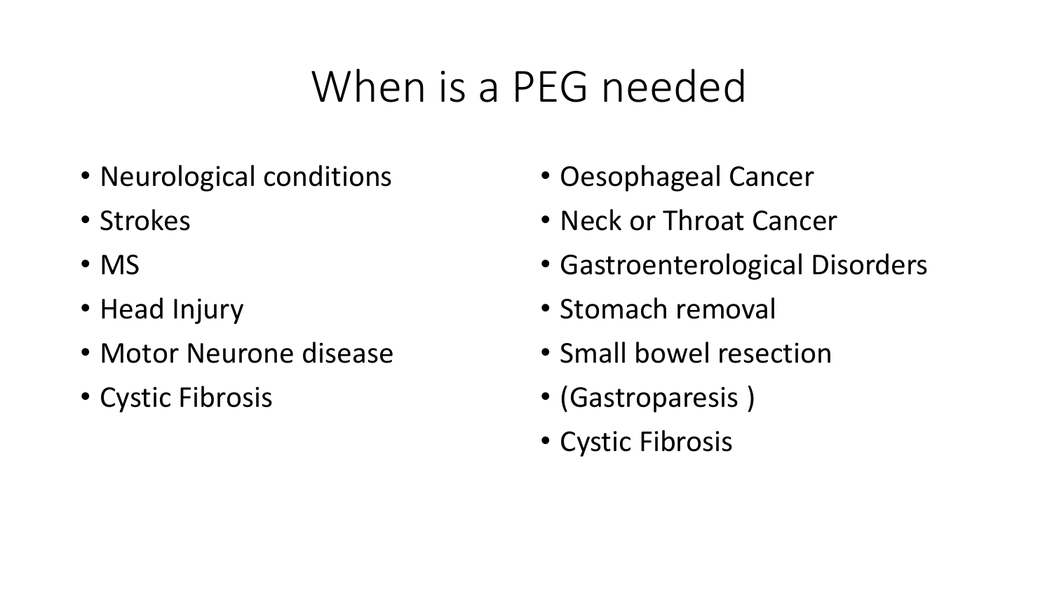# When is a PEG needed

- Neurological conditions
- Strokes
- MS
- Head Injury
- Motor Neurone disease
- Cystic Fibrosis

- Oesophageal Cancer
- Neck or Throat Cancer
- Gastroenterological Disorders
- Stomach removal
- Small bowel resection
- (Gastroparesis )
- Cystic Fibrosis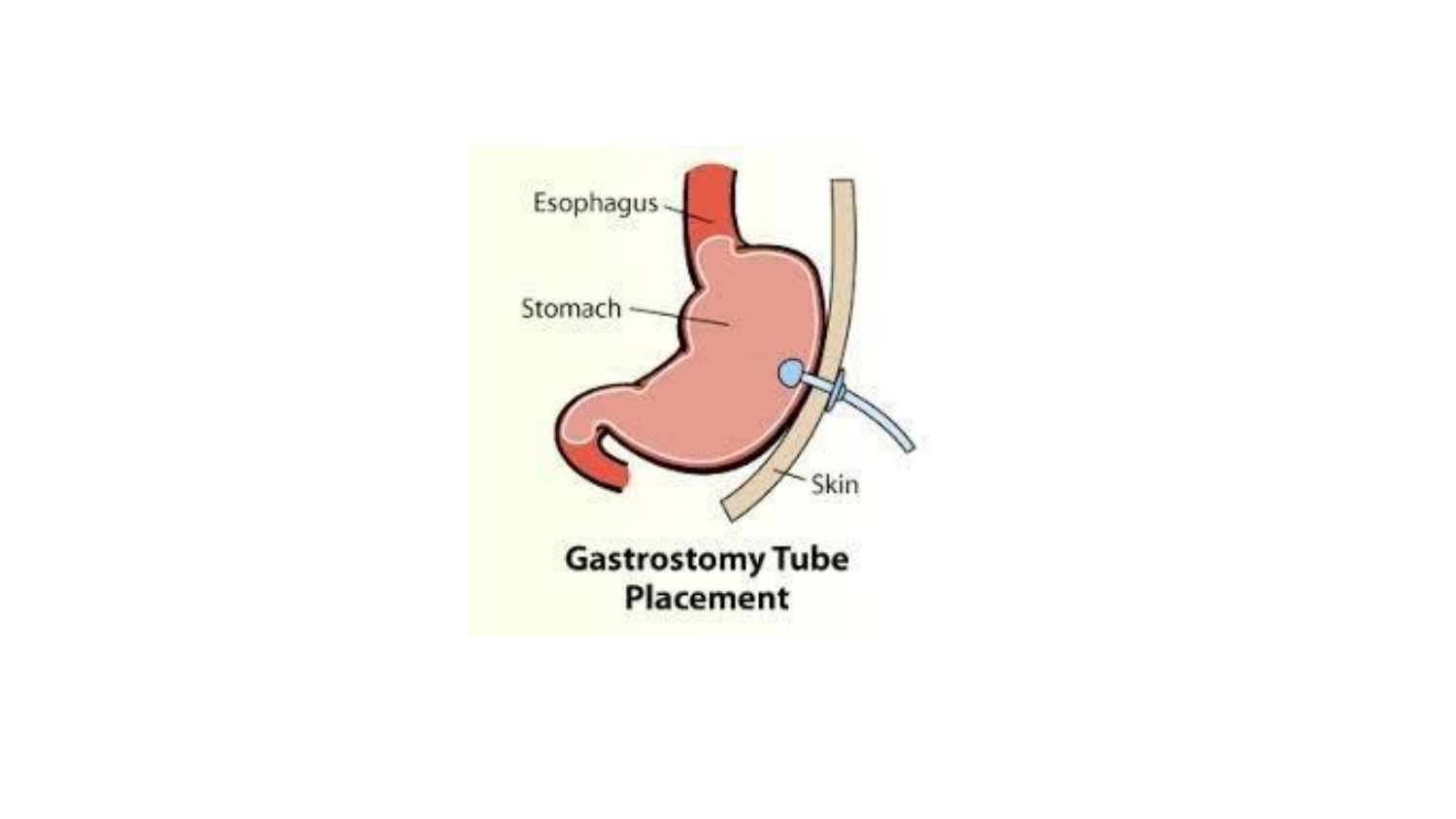Esophagus

Stomach

Skin

**Gastrostomy Tube Placement**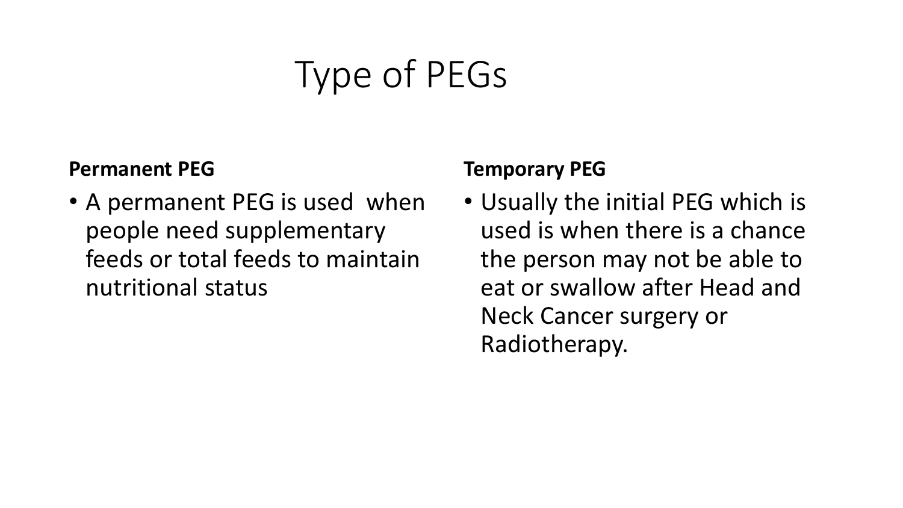# Type of PEGs

**Permanent PEG**

- A permanent PEG is used when people need supplementary feeds or total feeds to maintain nutritional status

**Temporary PEG**

- Usually the initial PEG which is used is when there is a chance the person may not be able to eat or swallow after Head and Neck Cancer surgery or Radiotherapy.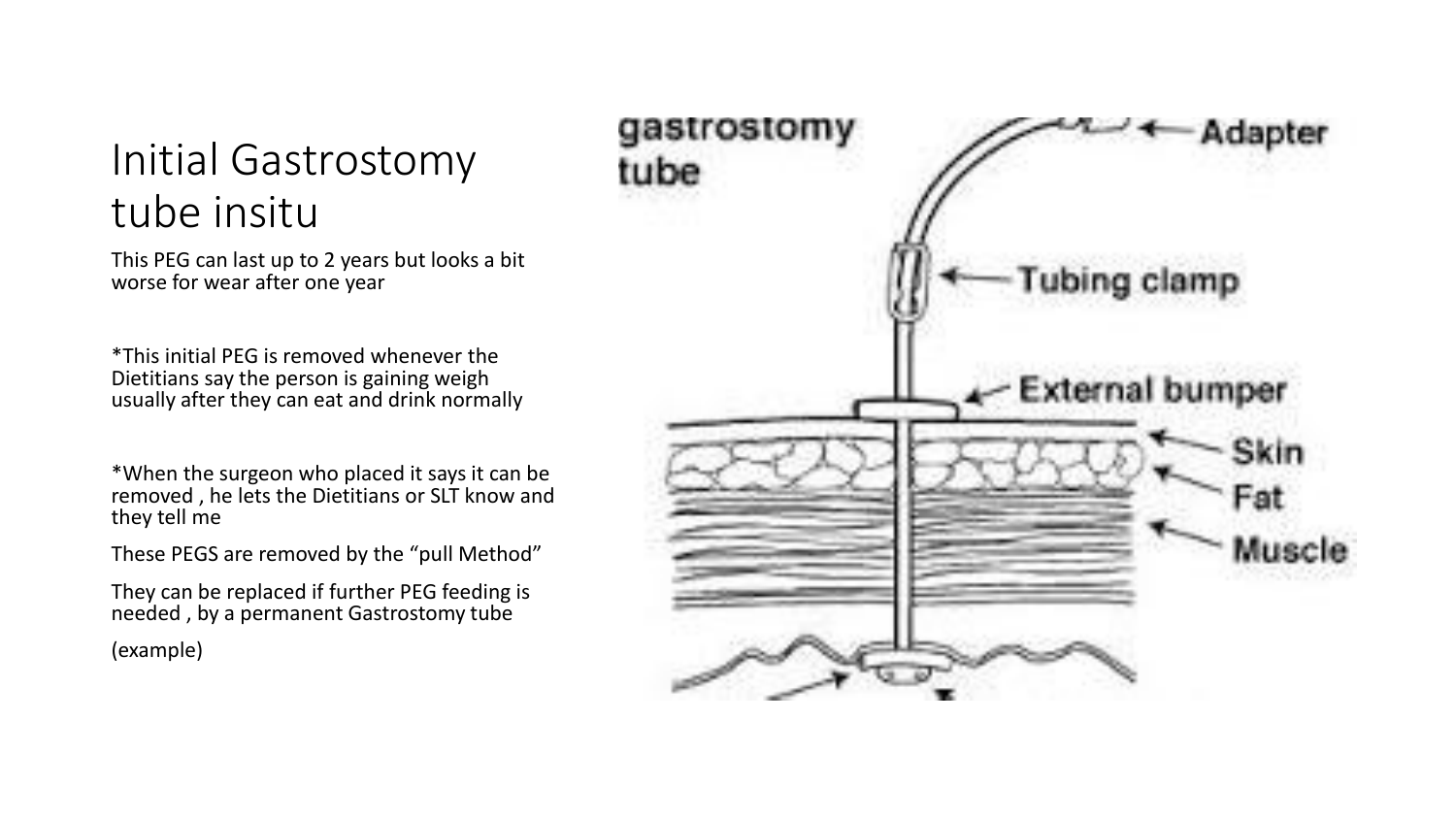# Initial Gastrostomy tube insitu

This PEG can last up to 2 years but looks a bit worse for wear after one year

*This initial PEG is removed whenever the Dietitians say the person is gaining weigh usually after they can eat and drink normally

*When the surgeon who placed it says it can be removed , he lets the Dietitians or SLT know and they tell me

These PEGS are removed by the “pull Method”

They can be replaced if further PEG feeding is needed , by a permanent Gastrostomy tube

(example)

gastrostomy tube

Adapter

Tubing clamp

External bumper

Skin

Fat

Muscle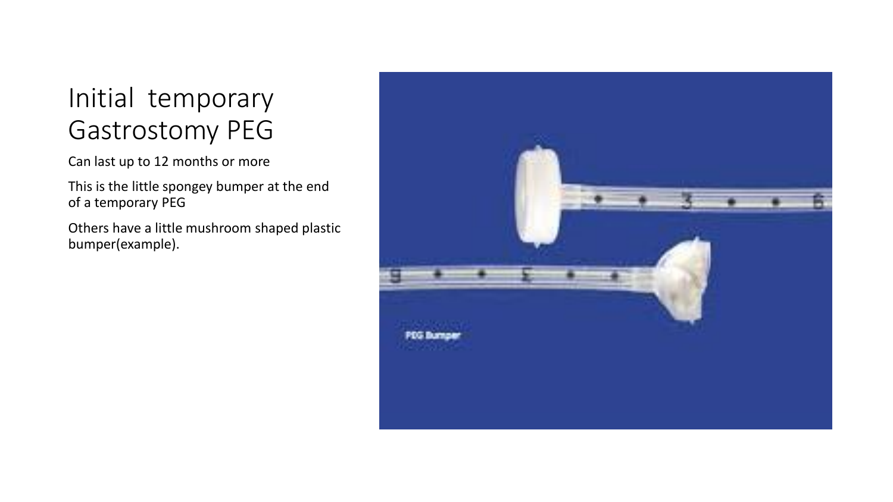# Initial temporary Gastrostomy PEG

Can last up to 12 months or more

This is the little spongey bumper at the end of a temporary PEG

Others have a little mushroom shaped plastic bumper(example).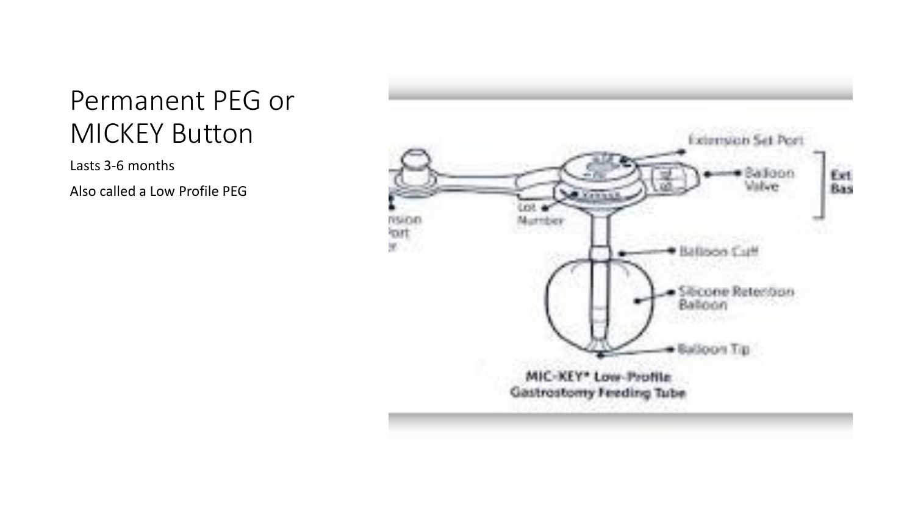# Permanent PEG or MICKEY Button

Lasts 3-6 months

Also called a Low Profile PEG

Extension Set Port

Balloon Valve

Ext. Bas

Lot Number

Balloon Cuff

Silicone Retention Balloon

Balloon Tip

MIC-KEY* Low-Profile Gastrostomy Feeding Tube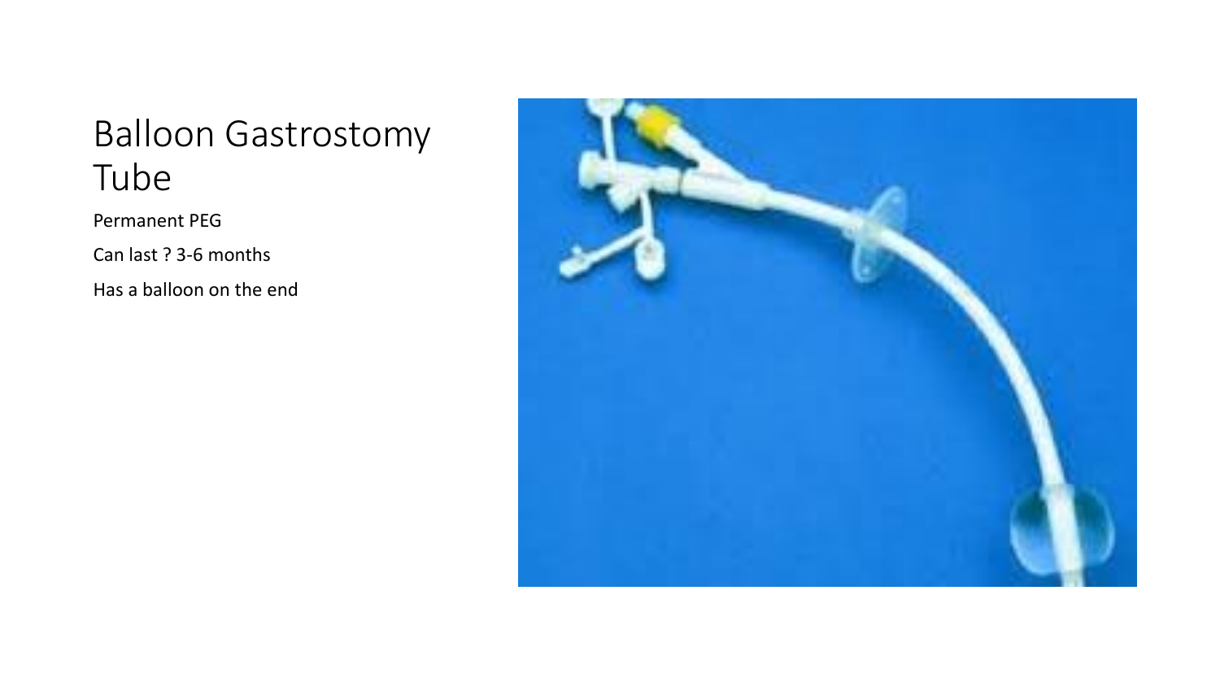# Balloon Gastrostomy Tube

Permanent PEG

Can last ? 3-6 months

Has a balloon on the end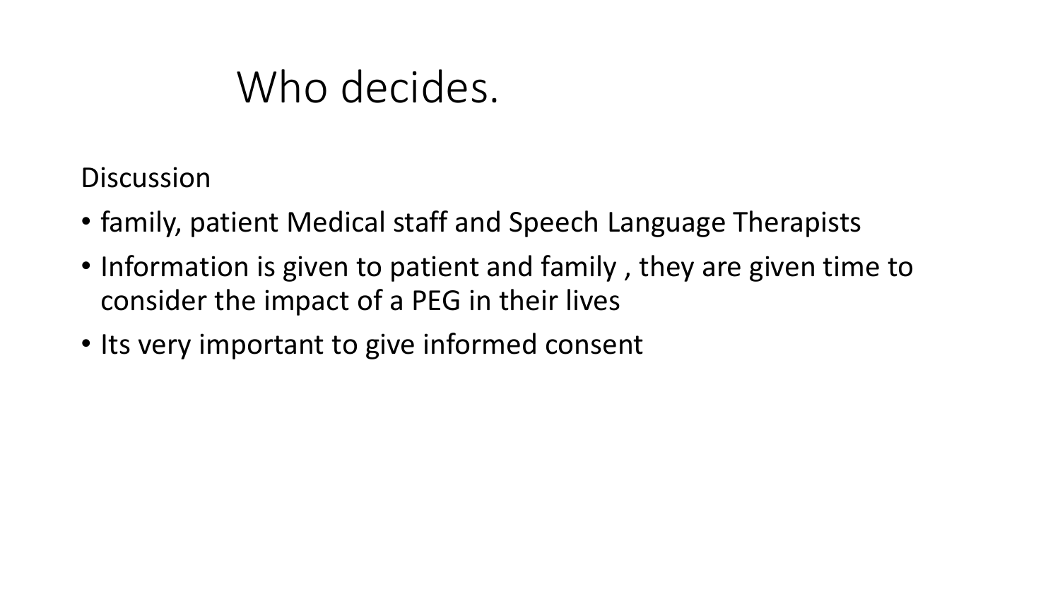# Who decides.

Discussion

- family, patient Medical staff and Speech Language Therapists
- Information is given to patient and family , they are given time to consider the impact of a PEG in their lives
- Its very important to give informed consent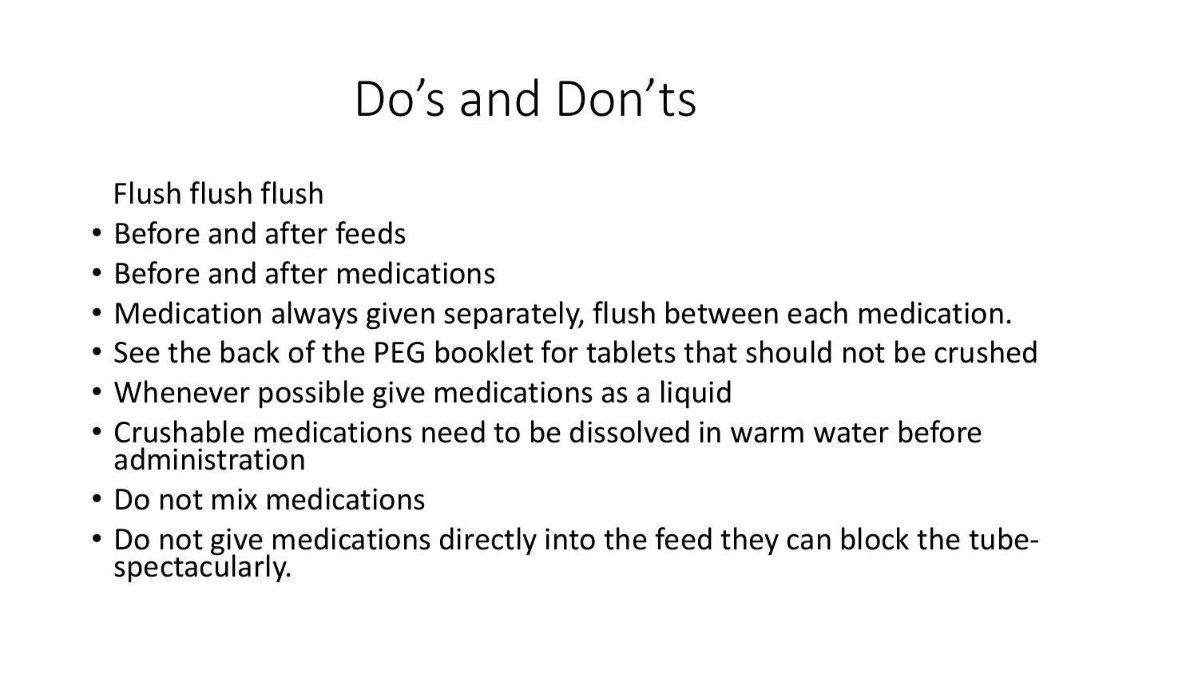# Do’s and Don’ts

Flush flush flush

- Before and after feeds
- Before and after medications
- Medication always given separately, flush between each medication.
- See the back of the PEG booklet for tablets that should not be crushed
- Whenever possible give medications as a liquid
- Crushable medications need to be dissolved in warm water before administration
- Do not mix medications
- Do not give medications directly into the feed they can block the tube-spectacularly.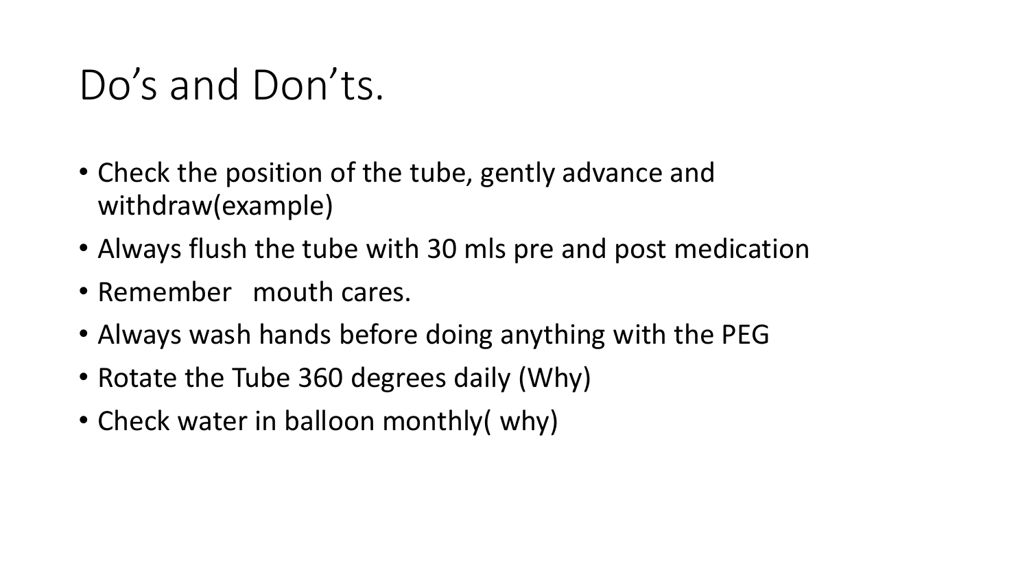# Do's and Don'ts.

- Check the position of the tube, gently advance and withdraw(example)
- Always flush the tube with 30 mls pre and post medication
- Remember   mouth cares.
- Always wash hands before doing anything with the PEG
- Rotate the Tube 360 degrees daily (Why)
- Check water in balloon monthly( why)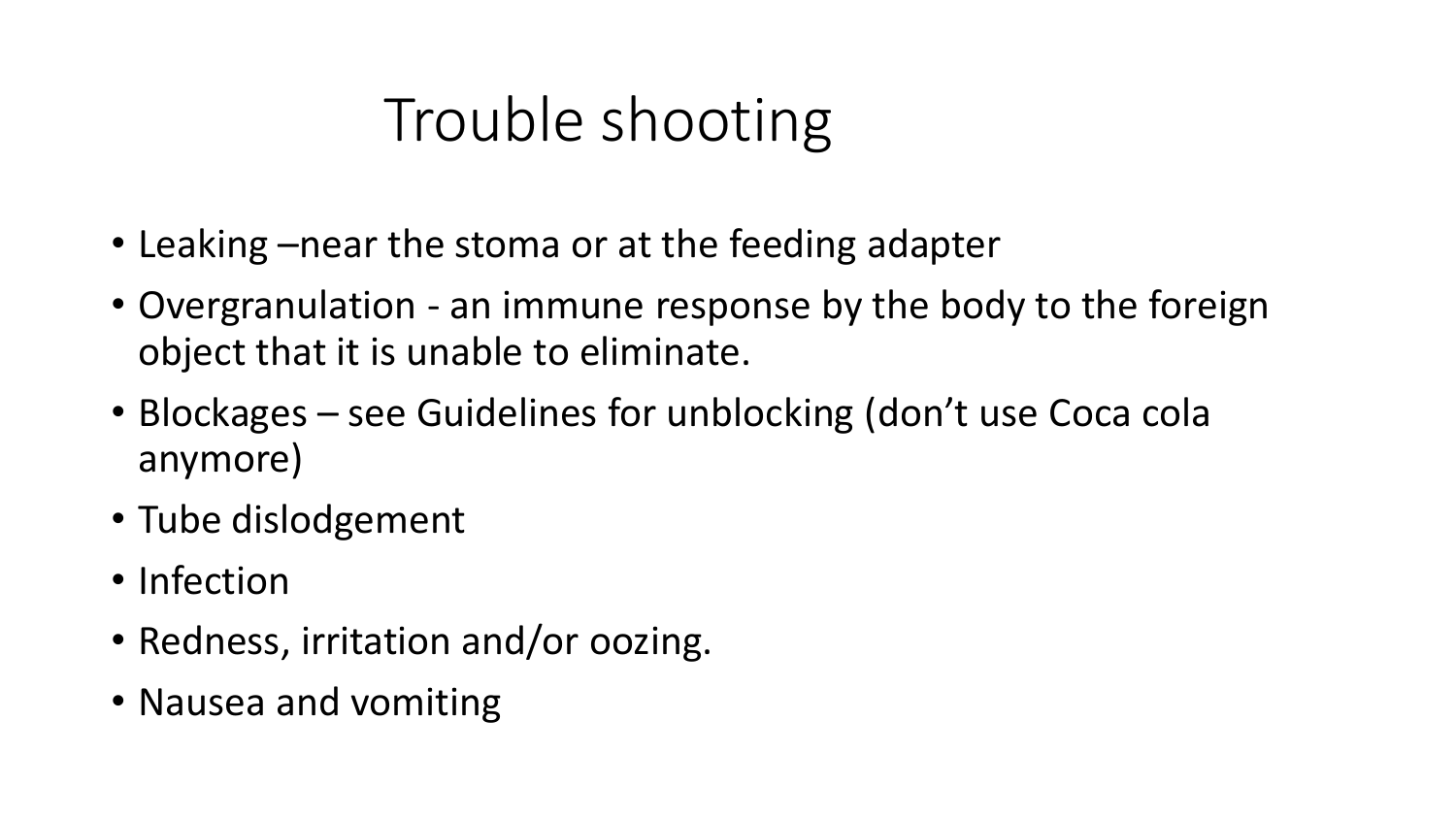# Trouble shooting

- Leaking –near the stoma or at the feeding adapter
- Overgranulation - an immune response by the body to the foreign object that it is unable to eliminate.
- Blockages – see Guidelines for unblocking (don't use Coca cola anymore)
- Tube dislodgement
- Infection
- Redness, irritation and/or oozing.
- Nausea and vomiting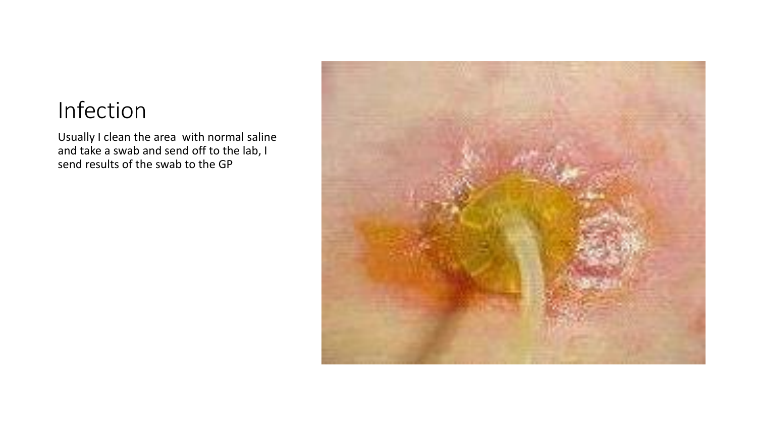# Infection

Usually I clean the area  with normal saline and take a swab and send off to the lab, I send results of the swab to the GP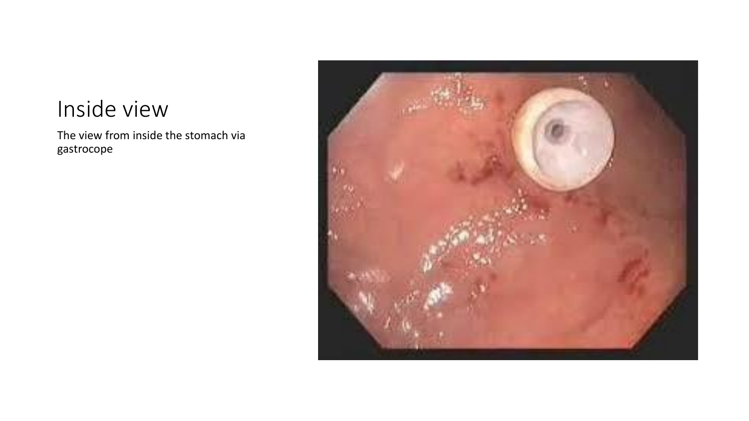# Inside view

The view from inside the stomach via gastrocope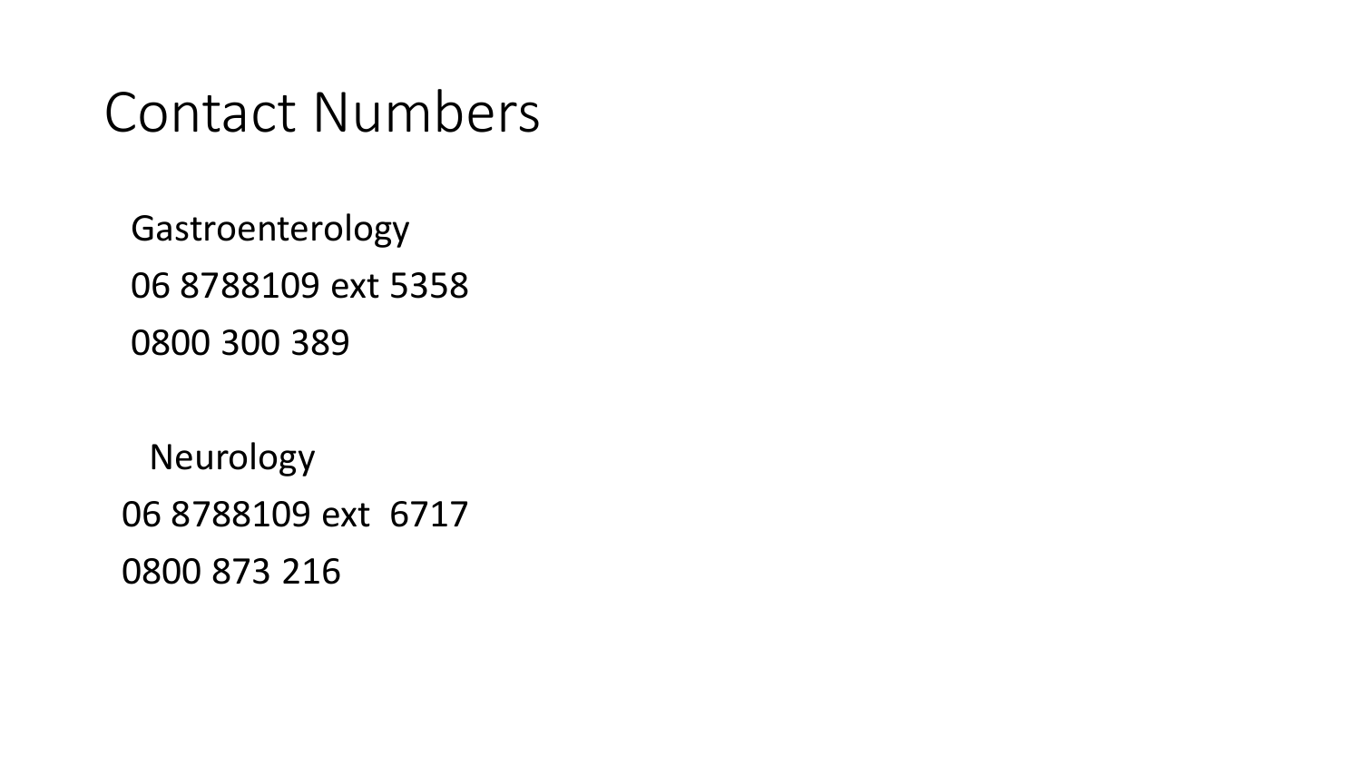# Contact Numbers

Gastroenterology

06 8788109 ext 5358

0800 300 389

Neurology

06 8788109 ext 6717

0800 873 216